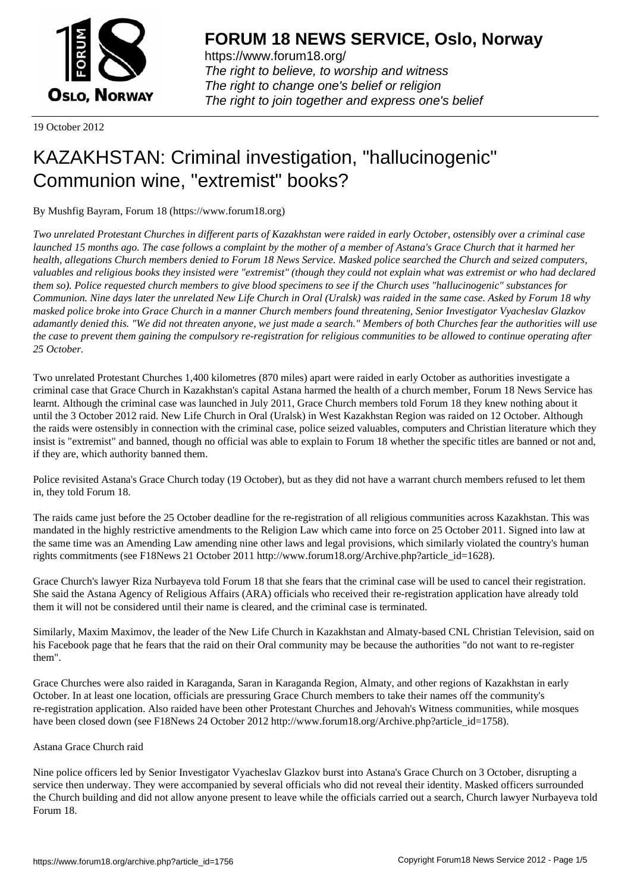# FORUM 18 NEWS SERVICE, Oslo, Norway

https://www.forum18.org/
*The right to believe, to worship and witness*
*The right to change one's belief or religion*
*The right to join together and express one's belief*

19 October 2012

# KAZAKHSTAN: Criminal investigation, "hallucinogenic" Communion wine, "extremist" books?

By Mushfig Bayram, Forum 18 (https://www.forum18.org)

*Two unrelated Protestant Churches in different parts of Kazakhstan were raided in early October, ostensibly over a criminal case launched 15 months ago. The case follows a complaint by the mother of a member of Astana's Grace Church that it harmed her health, allegations Church members denied to Forum 18 News Service. Masked police searched the Church and seized computers, valuables and religious books they insisted were "extremist" (though they could not explain what was extremist or who had declared them so). Police requested church members to give blood specimens to see if the Church uses "hallucinogenic" substances for Communion. Nine days later the unrelated New Life Church in Oral (Uralsk) was raided in the same case. Asked by Forum 18 why masked police broke into Grace Church in a manner Church members found threatening, Senior Investigator Vyacheslav Glazkov adamantly denied this. "We did not threaten anyone, we just made a search." Members of both Churches fear the authorities will use the case to prevent them gaining the compulsory re-registration for religious communities to be allowed to continue operating after 25 October.*

Two unrelated Protestant Churches 1,400 kilometres (870 miles) apart were raided in early October as authorities investigate a criminal case that Grace Church in Kazakhstan's capital Astana harmed the health of a church member, Forum 18 News Service has learnt. Although the criminal case was launched in July 2011, Grace Church members told Forum 18 they knew nothing about it until the 3 October 2012 raid. New Life Church in Oral (Uralsk) in West Kazakhstan Region was raided on 12 October. Although the raids were ostensibly in connection with the criminal case, police seized valuables, computers and Christian literature which they insist is "extremist" and banned, though no official was able to explain to Forum 18 whether the specific titles are banned or not and, if they are, which authority banned them.

Police revisited Astana's Grace Church today (19 October), but as they did not have a warrant church members refused to let them in, they told Forum 18.

The raids came just before the 25 October deadline for the re-registration of all religious communities across Kazakhstan. This was mandated in the highly restrictive amendments to the Religion Law which came into force on 25 October 2011. Signed into law at the same time was an Amending Law amending nine other laws and legal provisions, which similarly violated the country's human rights commitments (see F18News 21 October 2011 http://www.forum18.org/Archive.php?article_id=1628).

Grace Church's lawyer Riza Nurbayeva told Forum 18 that she fears that the criminal case will be used to cancel their registration. She said the Astana Agency of Religious Affairs (ARA) officials who received their re-registration application have already told them it will not be considered until their name is cleared, and the criminal case is terminated.

Similarly, Maxim Maximov, the leader of the New Life Church in Kazakhstan and Almaty-based CNL Christian Television, said on his Facebook page that he fears that the raid on their Oral community may be because the authorities "do not want to re-register them".

Grace Churches were also raided in Karaganda, Saran in Karaganda Region, Almaty, and other regions of Kazakhstan in early October. In at least one location, officials are pressuring Grace Church members to take their names off the community's re-registration application. Also raided have been other Protestant Churches and Jehovah's Witness communities, while mosques have been closed down (see F18News 24 October 2012 http://www.forum18.org/Archive.php?article_id=1758).

Astana Grace Church raid

Nine police officers led by Senior Investigator Vyacheslav Glazkov burst into Astana's Grace Church on 3 October, disrupting a service then underway. They were accompanied by several officials who did not reveal their identity. Masked officers surrounded the Church building and did not allow anyone present to leave while the officials carried out a search, Church lawyer Nurbayeva told Forum 18.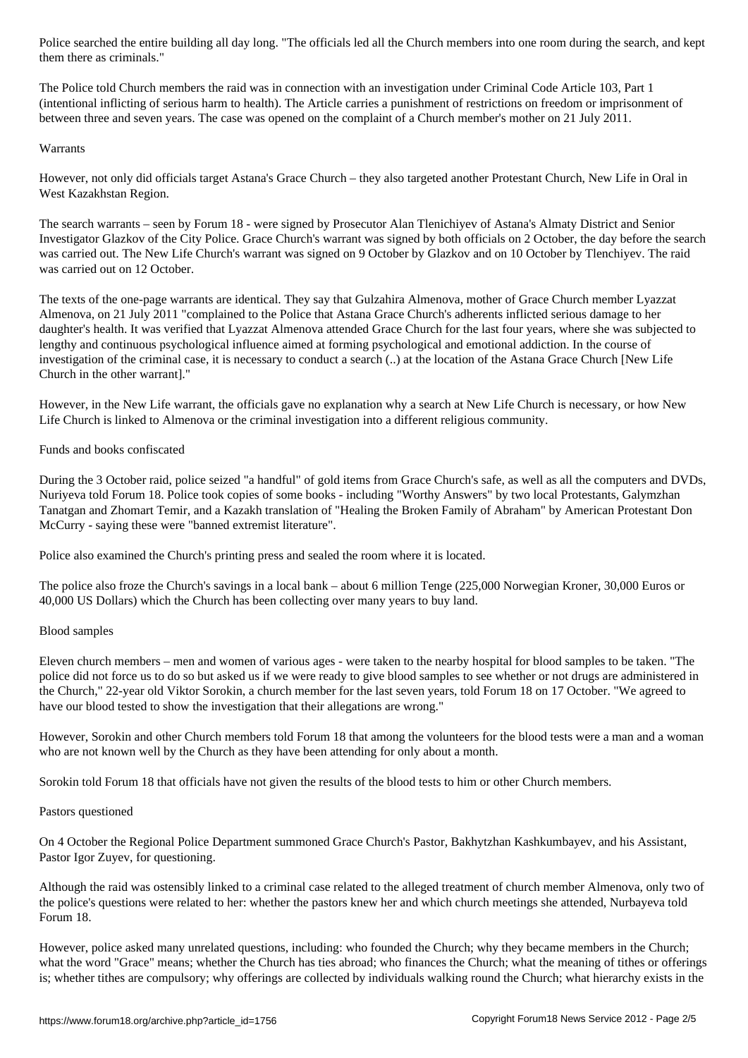Police searched the entire building all day long. "The officials led all the Church members into one room during the search, and kept them there as criminals."

The Police told Church members the raid was in connection with an investigation under Criminal Code Article 103, Part 1 (intentional inflicting of serious harm to health). The Article carries a punishment of restrictions on freedom or imprisonment of between three and seven years. The case was opened on the complaint of a Church member's mother on 21 July 2011.

## Warrants

However, not only did officials target Astana's Grace Church – they also targeted another Protestant Church, New Life in Oral in West Kazakhstan Region.

The search warrants – seen by Forum 18 - were signed by Prosecutor Alan Tlenichiyev of Astana's Almaty District and Senior Investigator Glazkov of the City Police. Grace Church's warrant was signed by both officials on 2 October, the day before the search was carried out. The New Life Church's warrant was signed on 9 October by Glazkov and on 10 October by Tlenchiyev. The raid was carried out on 12 October.

The texts of the one-page warrants are identical. They say that Gulzahira Almenova, mother of Grace Church member Lyazzat Almenova, on 21 July 2011 "complained to the Police that Astana Grace Church's adherents inflicted serious damage to her daughter's health. It was verified that Lyazzat Almenova attended Grace Church for the last four years, where she was subjected to lengthy and continuous psychological influence aimed at forming psychological and emotional addiction. In the course of investigation of the criminal case, it is necessary to conduct a search (..) at the location of the Astana Grace Church [New Life Church in the other warrant]."

However, in the New Life warrant, the officials gave no explanation why a search at New Life Church is necessary, or how New Life Church is linked to Almenova or the criminal investigation into a different religious community.

## Funds and books confiscated

During the 3 October raid, police seized "a handful" of gold items from Grace Church's safe, as well as all the computers and DVDs, Nuriyeva told Forum 18. Police took copies of some books - including "Worthy Answers" by two local Protestants, Galymzhan Tanatgan and Zhomart Temir, and a Kazakh translation of "Healing the Broken Family of Abraham" by American Protestant Don McCurry - saying these were "banned extremist literature".

Police also examined the Church's printing press and sealed the room where it is located.

The police also froze the Church's savings in a local bank – about 6 million Tenge (225,000 Norwegian Kroner, 30,000 Euros or 40,000 US Dollars) which the Church has been collecting over many years to buy land.

## Blood samples

Eleven church members – men and women of various ages - were taken to the nearby hospital for blood samples to be taken. "The police did not force us to do so but asked us if we were ready to give blood samples to see whether or not drugs are administered in the Church," 22-year old Viktor Sorokin, a church member for the last seven years, told Forum 18 on 17 October. "We agreed to have our blood tested to show the investigation that their allegations are wrong."

However, Sorokin and other Church members told Forum 18 that among the volunteers for the blood tests were a man and a woman who are not known well by the Church as they have been attending for only about a month.

Sorokin told Forum 18 that officials have not given the results of the blood tests to him or other Church members.

## Pastors questioned

On 4 October the Regional Police Department summoned Grace Church's Pastor, Bakhytzhan Kashkumbayev, and his Assistant, Pastor Igor Zuyev, for questioning.

Although the raid was ostensibly linked to a criminal case related to the alleged treatment of church member Almenova, only two of the police's questions were related to her: whether the pastors knew her and which church meetings she attended, Nurbayeva told Forum 18.

However, police asked many unrelated questions, including: who founded the Church; why they became members in the Church; what the word "Grace" means; whether the Church has ties abroad; who finances the Church; what the meaning of tithes or offerings is; whether tithes are compulsory; why offerings are collected by individuals walking round the Church; what hierarchy exists in the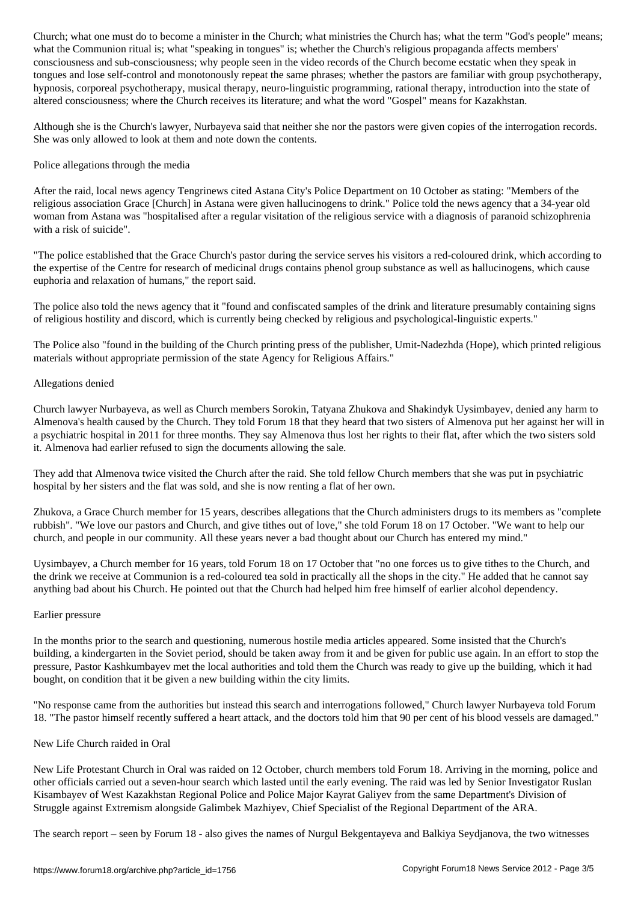Church; what one must do to become a minister in the Church; what ministries the Church has; what the term "God's people" means; what the Communion ritual is; what "speaking in tongues" is; whether the Church's religious propaganda affects members' consciousness and sub-consciousness; why people seen in the video records of the Church become ecstatic when they speak in tongues and lose self-control and monotonously repeat the same phrases; whether the pastors are familiar with group psychotherapy, hypnosis, corporeal psychotherapy, musical therapy, neuro-linguistic programming, rational therapy, introduction into the state of altered consciousness; where the Church receives its literature; and what the word "Gospel" means for Kazakhstan.

Although she is the Church's lawyer, Nurbayeva said that neither she nor the pastors were given copies of the interrogation records. She was only allowed to look at them and note down the contents.

## Police allegations through the media

After the raid, local news agency Tengrinews cited Astana City's Police Department on 10 October as stating: "Members of the religious association Grace [Church] in Astana were given hallucinogens to drink." Police told the news agency that a 34-year old woman from Astana was "hospitalised after a regular visitation of the religious service with a diagnosis of paranoid schizophrenia with a risk of suicide".

"The police established that the Grace Church's pastor during the service serves his visitors a red-coloured drink, which according to the expertise of the Centre for research of medicinal drugs contains phenol group substance as well as hallucinogens, which cause euphoria and relaxation of humans," the report said.

The police also told the news agency that it "found and confiscated samples of the drink and literature presumably containing signs of religious hostility and discord, which is currently being checked by religious and psychological-linguistic experts."

The Police also "found in the building of the Church printing press of the publisher, Umit-Nadezhda (Hope), which printed religious materials without appropriate permission of the state Agency for Religious Affairs."

## Allegations denied

Church lawyer Nurbayeva, as well as Church members Sorokin, Tatyana Zhukova and Shakindyk Uysimbayev, denied any harm to Almenova's health caused by the Church. They told Forum 18 that they heard that two sisters of Almenova put her against her will in a psychiatric hospital in 2011 for three months. They say Almenova thus lost her rights to their flat, after which the two sisters sold it. Almenova had earlier refused to sign the documents allowing the sale.

They add that Almenova twice visited the Church after the raid. She told fellow Church members that she was put in psychiatric hospital by her sisters and the flat was sold, and she is now renting a flat of her own.

Zhukova, a Grace Church member for 15 years, describes allegations that the Church administers drugs to its members as "complete rubbish". "We love our pastors and Church, and give tithes out of love," she told Forum 18 on 17 October. "We want to help our church, and people in our community. All these years never a bad thought about our Church has entered my mind."

Uysimbayev, a Church member for 16 years, told Forum 18 on 17 October that "no one forces us to give tithes to the Church, and the drink we receive at Communion is a red-coloured tea sold in practically all the shops in the city." He added that he cannot say anything bad about his Church. He pointed out that the Church had helped him free himself of earlier alcohol dependency.

## Earlier pressure

In the months prior to the search and questioning, numerous hostile media articles appeared. Some insisted that the Church's building, a kindergarten in the Soviet period, should be taken away from it and be given for public use again. In an effort to stop the pressure, Pastor Kashkumbayev met the local authorities and told them the Church was ready to give up the building, which it had bought, on condition that it be given a new building within the city limits.

"No response came from the authorities but instead this search and interrogations followed," Church lawyer Nurbayeva told Forum 18. "The pastor himself recently suffered a heart attack, and the doctors told him that 90 per cent of his blood vessels are damaged."

## New Life Church raided in Oral

New Life Protestant Church in Oral was raided on 12 October, church members told Forum 18. Arriving in the morning, police and other officials carried out a seven-hour search which lasted until the early evening. The raid was led by Senior Investigator Ruslan Kisambayev of West Kazakhstan Regional Police and Police Major Kayrat Galiyev from the same Department's Division of Struggle against Extremism alongside Galimbek Mazhiyev, Chief Specialist of the Regional Department of the ARA.

The search report – seen by Forum 18 - also gives the names of Nurgul Bekgentayeva and Balkiya Seydjanova, the two witnesses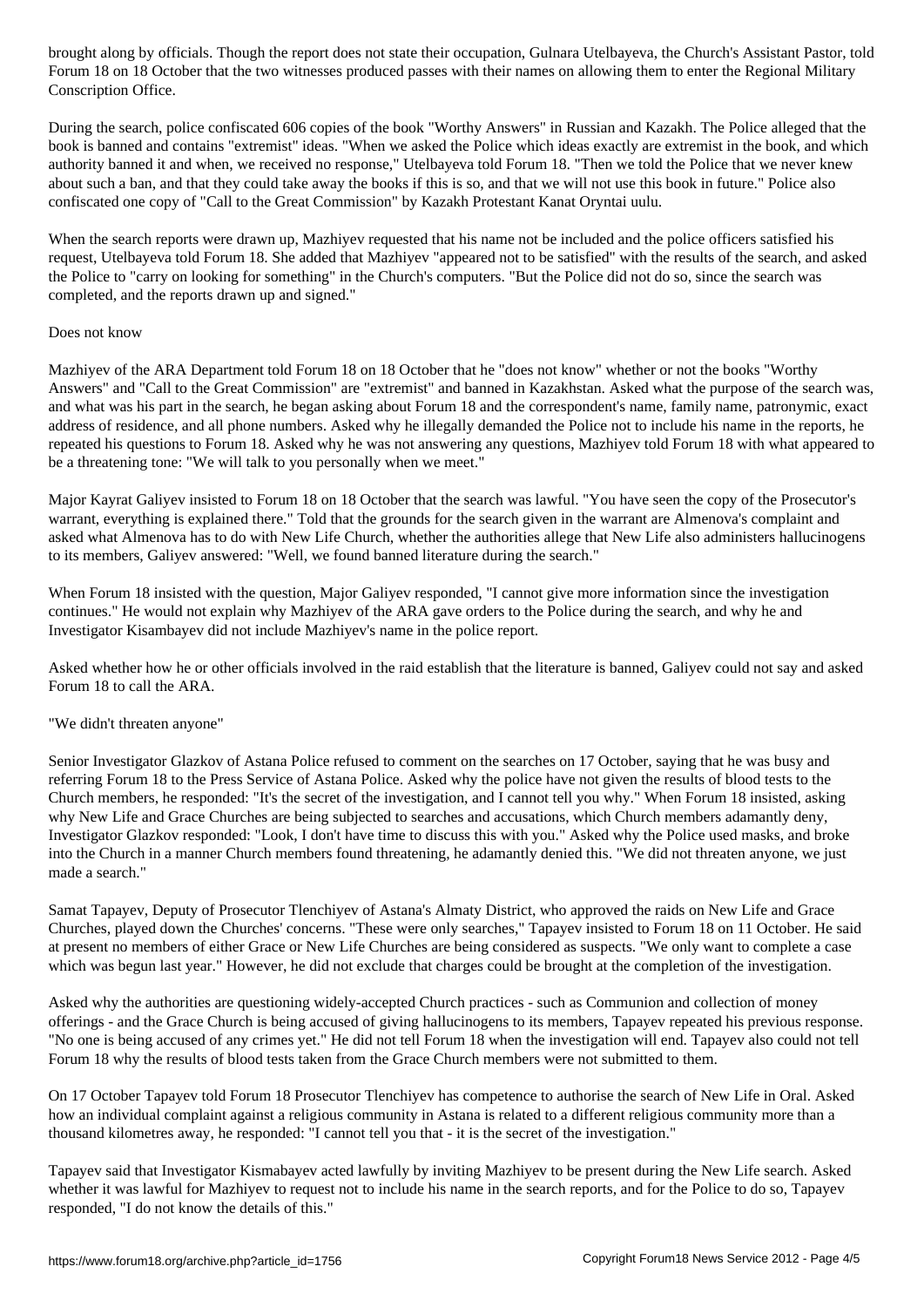brought along by officials. Though the report does not state their occupation, Gulnara Utelbayeva, the Church's Assistant Pastor, told Forum 18 on 18 October that the two witnesses produced passes with their names on allowing them to enter the Regional Military Conscription Office.

During the search, police confiscated 606 copies of the book "Worthy Answers" in Russian and Kazakh. The Police alleged that the book is banned and contains "extremist" ideas. "When we asked the Police which ideas exactly are extremist in the book, and which authority banned it and when, we received no response," Utelbayeva told Forum 18. "Then we told the Police that we never knew about such a ban, and that they could take away the books if this is so, and that we will not use this book in future." Police also confiscated one copy of "Call to the Great Commission" by Kazakh Protestant Kanat Oryntai uulu.

When the search reports were drawn up, Mazhiyev requested that his name not be included and the police officers satisfied his request, Utelbayeva told Forum 18. She added that Mazhiyev "appeared not to be satisfied" with the results of the search, and asked the Police to "carry on looking for something" in the Church's computers. "But the Police did not do so, since the search was completed, and the reports drawn up and signed."

## Does not know

Mazhiyev of the ARA Department told Forum 18 on 18 October that he "does not know" whether or not the books "Worthy Answers" and "Call to the Great Commission" are "extremist" and banned in Kazakhstan. Asked what the purpose of the search was, and what was his part in the search, he began asking about Forum 18 and the correspondent's name, family name, patronymic, exact address of residence, and all phone numbers. Asked why he illegally demanded the Police not to include his name in the reports, he repeated his questions to Forum 18. Asked why he was not answering any questions, Mazhiyev told Forum 18 with what appeared to be a threatening tone: "We will talk to you personally when we meet."

Major Kayrat Galiyev insisted to Forum 18 on 18 October that the search was lawful. "You have seen the copy of the Prosecutor's warrant, everything is explained there." Told that the grounds for the search given in the warrant are Almenova's complaint and asked what Almenova has to do with New Life Church, whether the authorities allege that New Life also administers hallucinogens to its members, Galiyev answered: "Well, we found banned literature during the search."

When Forum 18 insisted with the question, Major Galiyev responded, "I cannot give more information since the investigation continues." He would not explain why Mazhiyev of the ARA gave orders to the Police during the search, and why he and Investigator Kisambayev did not include Mazhiyev's name in the police report.

Asked whether how he or other officials involved in the raid establish that the literature is banned, Galiyev could not say and asked Forum 18 to call the ARA.

## "We didn't threaten anyone"

Senior Investigator Glazkov of Astana Police refused to comment on the searches on 17 October, saying that he was busy and referring Forum 18 to the Press Service of Astana Police. Asked why the police have not given the results of blood tests to the Church members, he responded: "It's the secret of the investigation, and I cannot tell you why." When Forum 18 insisted, asking why New Life and Grace Churches are being subjected to searches and accusations, which Church members adamantly deny, Investigator Glazkov responded: "Look, I don't have time to discuss this with you." Asked why the Police used masks, and broke into the Church in a manner Church members found threatening, he adamantly denied this. "We did not threaten anyone, we just made a search."

Samat Tapayev, Deputy of Prosecutor Tlenchiyev of Astana's Almaty District, who approved the raids on New Life and Grace Churches, played down the Churches' concerns. "These were only searches," Tapayev insisted to Forum 18 on 11 October. He said at present no members of either Grace or New Life Churches are being considered as suspects. "We only want to complete a case which was begun last year." However, he did not exclude that charges could be brought at the completion of the investigation.

Asked why the authorities are questioning widely-accepted Church practices - such as Communion and collection of money offerings - and the Grace Church is being accused of giving hallucinogens to its members, Tapayev repeated his previous response. "No one is being accused of any crimes yet." He did not tell Forum 18 when the investigation will end. Tapayev also could not tell Forum 18 why the results of blood tests taken from the Grace Church members were not submitted to them.

On 17 October Tapayev told Forum 18 Prosecutor Tlenchiyev has competence to authorise the search of New Life in Oral. Asked how an individual complaint against a religious community in Astana is related to a different religious community more than a thousand kilometres away, he responded: "I cannot tell you that - it is the secret of the investigation."

Tapayev said that Investigator Kismabayev acted lawfully by inviting Mazhiyev to be present during the New Life search. Asked whether it was lawful for Mazhiyev to request not to include his name in the search reports, and for the Police to do so, Tapayev responded, "I do not know the details of this."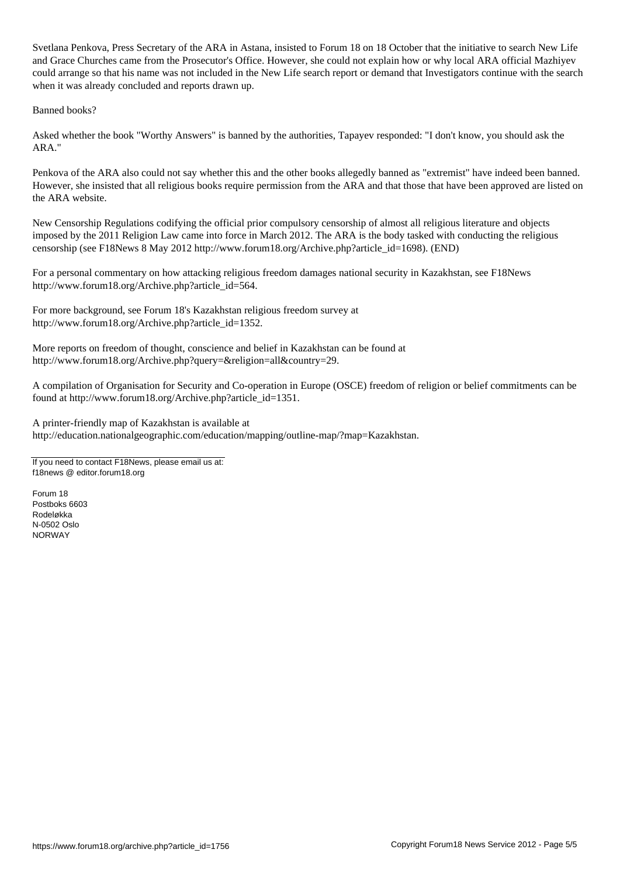Svetlana Penkova, Press Secretary of the ARA in Astana, insisted to Forum 18 on 18 October that the initiative to search New Life and Grace Churches came from the Prosecutor's Office. However, she could not explain how or why local ARA official Mazhiyev could arrange so that his name was not included in the New Life search report or demand that Investigators continue with the search when it was already concluded and reports drawn up.

Banned books?

Asked whether the book "Worthy Answers" is banned by the authorities, Tapayev responded: "I don't know, you should ask the ARA."

Penkova of the ARA also could not say whether this and the other books allegedly banned as "extremist" have indeed been banned. However, she insisted that all religious books require permission from the ARA and that those that have been approved are listed on the ARA website.

New Censorship Regulations codifying the official prior compulsory censorship of almost all religious literature and objects imposed by the 2011 Religion Law came into force in March 2012. The ARA is the body tasked with conducting the religious censorship (see F18News 8 May 2012 http://www.forum18.org/Archive.php?article_id=1698). (END)

For a personal commentary on how attacking religious freedom damages national security in Kazakhstan, see F18News http://www.forum18.org/Archive.php?article_id=564.

For more background, see Forum 18's Kazakhstan religious freedom survey at http://www.forum18.org/Archive.php?article_id=1352.

More reports on freedom of thought, conscience and belief in Kazakhstan can be found at http://www.forum18.org/Archive.php?query=&religion=all&country=29.

A compilation of Organisation for Security and Co-operation in Europe (OSCE) freedom of religion or belief commitments can be found at http://www.forum18.org/Archive.php?article_id=1351.

A printer-friendly map of Kazakhstan is available at http://education.nationalgeographic.com/education/mapping/outline-map/?map=Kazakhstan.

If you need to contact F18News, please email us at:
f18news @ editor.forum18.org

Forum 18
Postboks 6603
Rodeløkka
N-0502 Oslo
NORWAY